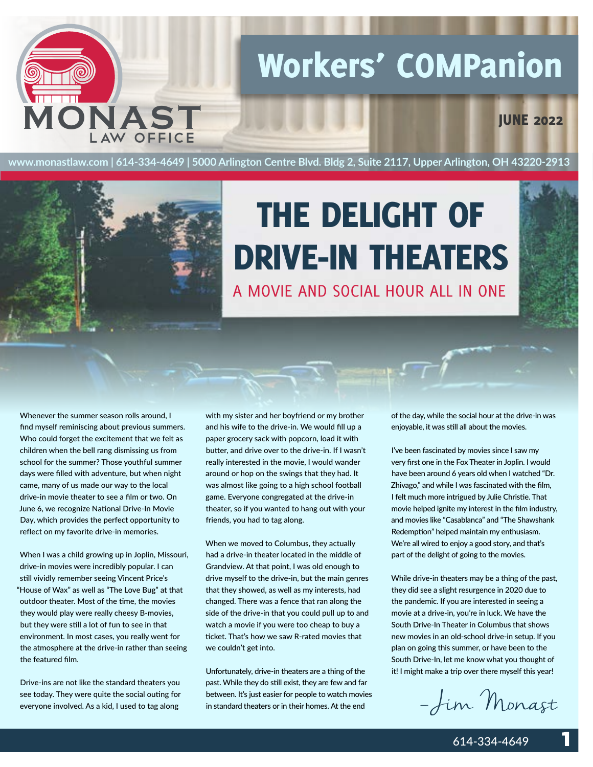MONAST LAW OFFICE

# Workers' COMPanion

**JUNE 2022**

www.monastlaw.com | 614-334-4649 | 5000 Arlington Centre Blvd. Bldg 2, Suite 2117, Upper Arlington, OH 43220-2913

# THE DELIGHT OF DRIVE-IN THEATERS

## A MOVIE AND SOCIAL HOUR ALL IN ONE

Whenever the summer season rolls around, I find myself reminiscing about previous summers. Who could forget the excitement that we felt as children when the bell rang dismissing us from school for the summer? Those youthful summer days were filled with adventure, but when night came, many of us made our way to the local drive-in movie theater to see a film or two. On June 6, we recognize National Drive-In Movie Day, which provides the perfect opportunity to reflect on my favorite drive-in memories.

When I was a child growing up in Joplin, Missouri, drive-in movies were incredibly popular. I can still vividly remember seeing Vincent Price's "House of Wax" as well as "The Love Bug" at that outdoor theater. Most of the time, the movies they would play were really cheesy B-movies, but they were still a lot of fun to see in that environment. In most cases, you really went for the atmosphere at the drive-in rather than seeing the featured film.

Drive-ins are not like the standard theaters you see today. They were quite the social outing for everyone involved. As a kid, I used to tag along with my sister and her boyfriend or my brother and his wife to the drive-in. We would fill up a paper grocery sack with popcorn, load it with butter, and drive over to the drive-in. If I wasn't really interested in the movie, I would wander around or hop on the swings that they had. It was almost like going to a high school football game. Everyone congregated at the drive-in theater, so if you wanted to hang out with your friends, you had to tag along.

When we moved to Columbus, they actually had a drive-in theater located in the middle of Grandview. At that point, I was old enough to drive myself to the drive-in, but the main genres that they showed, as well as my interests, had changed. There was a fence that ran along the side of the drive-in that you could pull up to and watch a movie if you were too cheap to buy a ticket. That's how we saw R-rated movies that we couldn't get into.

Unfortunately, drive-in theaters are a thing of the past. While they do still exist, they are few and far between. It's just easier for people to watch movies in standard theaters or in their homes. At the end of the day, while the social hour at the drive-in was enjoyable, it was still all about the movies.

I've been fascinated by movies since I saw my very first one in the Fox Theater in Joplin. I would have been around 6 years old when I watched "Dr. Zhivago," and while I was fascinated with the film, I felt much more intrigued by Julie Christie. That movie helped ignite my interest in the film industry, and movies like "Casablanca" and "The Shawshank Redemption" helped maintain my enthusiasm. We're all wired to enjoy a good story, and that's part of the delight of going to the movies.

While drive-in theaters may be a thing of the past, they did see a slight resurgence in 2020 due to the pandemic. If you are interested in seeing a movie at a drive-in, you're in luck. We have the South Drive-In Theater in Columbus that shows new movies in an old-school drive-in setup. If you plan on going this summer, or have been to the South Drive-In, let me know what you thought of it! I might make a trip over there myself this year!

–Jim Monast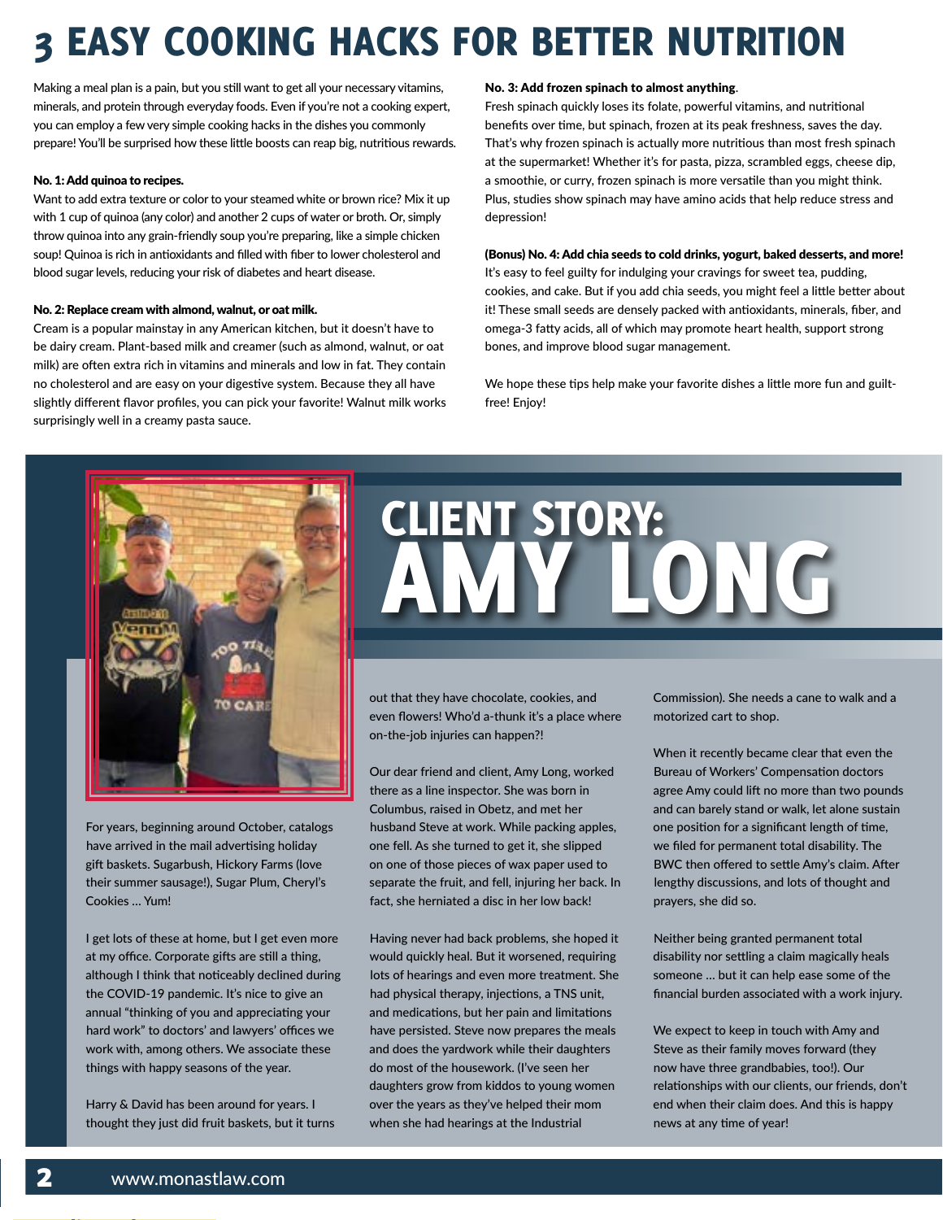# 3 EASY COOKING HACKS FOR BETTER NUTRITION

Making a meal plan is a pain, but you still want to get all your necessary vitamins, minerals, and protein through everyday foods. Even if you're not a cooking expert, you can employ a few very simple cooking hacks in the dishes you commonly prepare! You'll be surprised how these little boosts can reap big, nutritious rewards.

**No. 1: Add quinoa to recipes.**

Want to add extra texture or color to your steamed white or brown rice? Mix it up with 1 cup of quinoa (any color) and another 2 cups of water or broth. Or, simply throw quinoa into any grain-friendly soup you're preparing, like a simple chicken soup! Quinoa is rich in antioxidants and filled with fiber to lower cholesterol and blood sugar levels, reducing your risk of diabetes and heart disease.

**No. 2: Replace cream with almond, walnut, or oat milk.**

Cream is a popular mainstay in any American kitchen, but it doesn't have to be dairy cream. Plant-based milk and creamer (such as almond, walnut, or oat milk) are often extra rich in vitamins and minerals and low in fat. They contain no cholesterol and are easy on your digestive system. Because they all have slightly different flavor profiles, you can pick your favorite! Walnut milk works surprisingly well in a creamy pasta sauce.

**No. 3: Add frozen spinach to almost anything**.

Fresh spinach quickly loses its folate, powerful vitamins, and nutritional benefits over time, but spinach, frozen at its peak freshness, saves the day. That's why frozen spinach is actually more nutritious than most fresh spinach at the supermarket! Whether it's for pasta, pizza, scrambled eggs, cheese dip, a smoothie, or curry, frozen spinach is more versatile than you might think. Plus, studies show spinach may have amino acids that help reduce stress and depression!

**(Bonus) No. 4: Add chia seeds to cold drinks, yogurt, baked desserts, and more!**

It's easy to feel guilty for indulging your cravings for sweet tea, pudding, cookies, and cake. But if you add chia seeds, you might feel a little better about it! These small seeds are densely packed with antioxidants, minerals, fiber, and omega-3 fatty acids, all of which may promote heart health, support strong bones, and improve blood sugar management.

We hope these tips help make your favorite dishes a little more fun and guilt-free! Enjoy!

# CLIENT STORY: AMY LONG

For years, beginning around October, catalogs have arrived in the mail advertising holiday gift baskets. Sugarbush, Hickory Farms (love their summer sausage!), Sugar Plum, Cheryl's Cookies … Yum!

I get lots of these at home, but I get even more at my office. Corporate gifts are still a thing, although I think that noticeably declined during the COVID-19 pandemic. It's nice to give an annual "thinking of you and appreciating your hard work" to doctors' and lawyers' offices we work with, among others. We associate these things with happy seasons of the year.

Harry & David has been around for years. I thought they just did fruit baskets, but it turns out that they have chocolate, cookies, and even flowers! Who'd a-thunk it's a place where on-the-job injuries can happen?!

Our dear friend and client, Amy Long, worked there as a line inspector. She was born in Columbus, raised in Obetz, and met her husband Steve at work. While packing apples, one fell. As she turned to get it, she slipped on one of those pieces of wax paper used to separate the fruit, and fell, injuring her back. In fact, she herniated a disc in her low back!

Having never had back problems, she hoped it would quickly heal. But it worsened, requiring lots of hearings and even more treatment. She had physical therapy, injections, a TNS unit, and medications, but her pain and limitations have persisted. Steve now prepares the meals and does the yardwork while their daughters do most of the housework. (I've seen her daughters grow from kiddos to young women over the years as they've helped their mom when she had hearings at the Industrial Commission). She needs a cane to walk and a motorized cart to shop.

When it recently became clear that even the Bureau of Workers' Compensation doctors agree Amy could lift no more than two pounds and can barely stand or walk, let alone sustain one position for a significant length of time, we filed for permanent total disability. The BWC then offered to settle Amy's claim. After lengthy discussions, and lots of thought and prayers, she did so.

Neither being granted permanent total disability nor settling a claim magically heals someone … but it can help ease some of the financial burden associated with a work injury.

We expect to keep in touch with Amy and Steve as their family moves forward (they now have three grandbabies, too!). Our relationships with our clients, our friends, don't end when their claim does. And this is happy news at any time of year!

www.monastlaw.com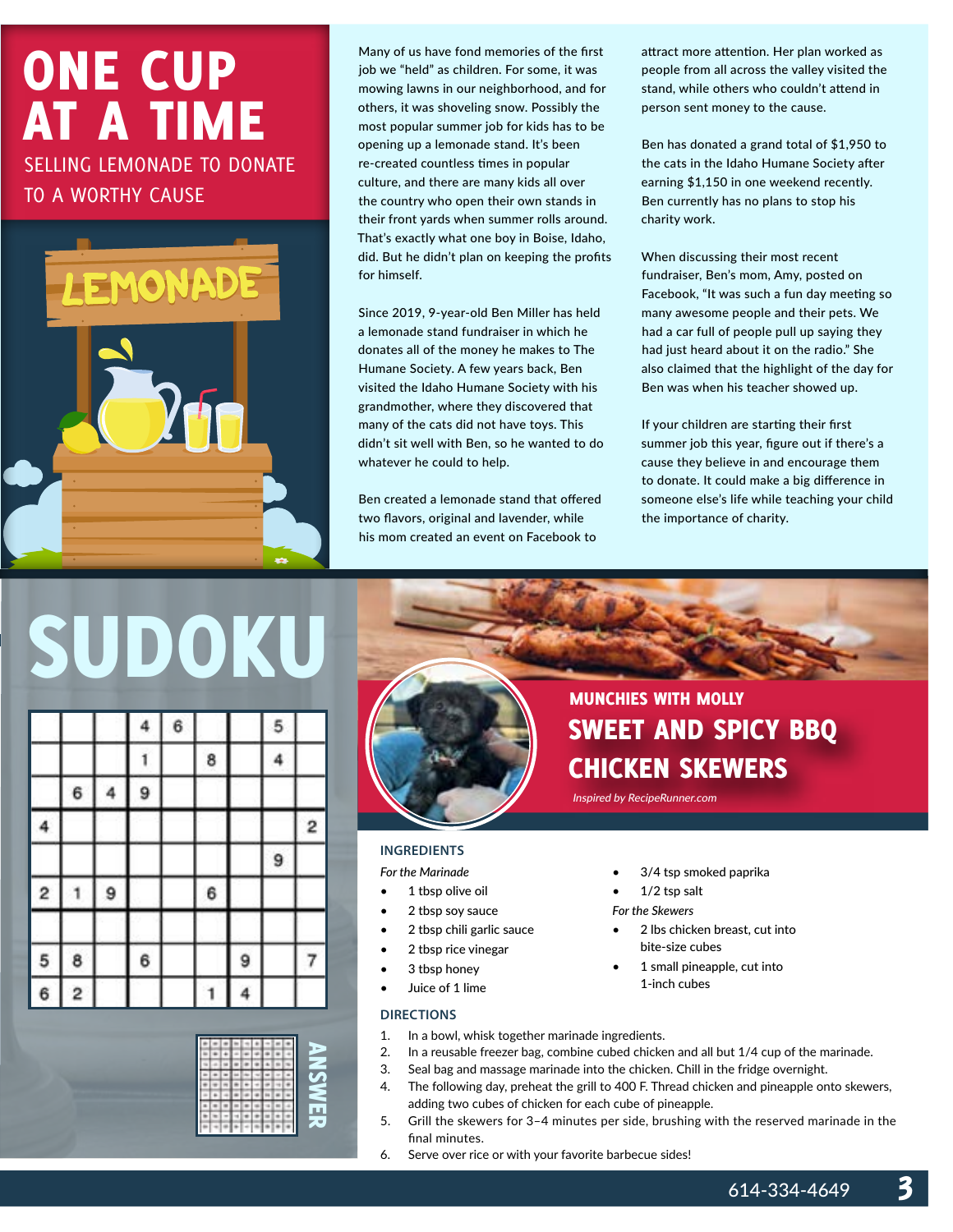# ONE CUP AT A TIME

## SELLING LEMONADE TO DONATE TO A WORTHY CAUSE

Many of us have fond memories of the first job we "held" as children. For some, it was mowing lawns in our neighborhood, and for others, it was shoveling snow. Possibly the most popular summer job for kids has to be opening up a lemonade stand. It's been re-created countless times in popular culture, and there are many kids all over the country who open their own stands in their front yards when summer rolls around. That's exactly what one boy in Boise, Idaho, did. But he didn't plan on keeping the profits for himself.

Since 2019, 9-year-old Ben Miller has held a lemonade stand fundraiser in which he donates all of the money he makes to The Humane Society. A few years back, Ben visited the Idaho Humane Society with his grandmother, where they discovered that many of the cats did not have toys. This didn't sit well with Ben, so he wanted to do whatever he could to help.

Ben created a lemonade stand that offered two flavors, original and lavender, while his mom created an event on Facebook to attract more attention. Her plan worked as people from all across the valley visited the stand, while others who couldn't attend in person sent money to the cause.

Ben has donated a grand total of $1,950 to the cats in the Idaho Humane Society after earning $1,150 in one weekend recently. Ben currently has no plans to stop his charity work.

When discussing their most recent fundraiser, Ben's mom, Amy, posted on Facebook, "It was such a fun day meeting so many awesome people and their pets. We had a car full of people pull up saying they had just heard about it on the radio." She also claimed that the highlight of the day for Ben was when his teacher showed up.

If your children are starting their first summer job this year, figure out if there's a cause they believe in and encourage them to donate. It could make a big difference in someone else's life while teaching your child the importance of charity.

# SUDOKU

| | | | | | | | | |
|---|---|---|---|---|---|---|---|---|
| | | | 4 | 6 | | | 5 | |
| | | | 1 | | 8 | | 4 | |
| | 6 | 4 | 9 | | | | | |
| 4 | | | | | | | | 2 |
| | | | | | | | 9 | |
| 2 | 1 | 9 | | | 6 | | | |
| | | | | | | | | |
| 5 | 8 | | 6 | | | 9 | | 7 |
| 6 | 2 | | | | 1 | 4 | | |

ANSWER

## MUNCHIES WITH MOLLY

# SWEET AND SPICY BBQ CHICKEN SKEWERS

*Inspired by RecipeRunner.com*

### INGREDIENTS

*For the Marinade*

- 1 tbsp olive oil
- 2 tbsp soy sauce
- 2 tbsp chili garlic sauce
- 2 tbsp rice vinegar
- 3 tbsp honey
- Juice of 1 lime
- 3/4 tsp smoked paprika
- 1/2 tsp salt

*For the Skewers*

- 2 lbs chicken breast, cut into bite-size cubes
- 1 small pineapple, cut into 1-inch cubes

### DIRECTIONS

1. In a bowl, whisk together marinade ingredients.
2. In a reusable freezer bag, combine cubed chicken and all but 1/4 cup of the marinade.
3. Seal bag and massage marinade into the chicken. Chill in the fridge overnight.
4. The following day, preheat the grill to 400 F. Thread chicken and pineapple onto skewers, adding two cubes of chicken for each cube of pineapple.
5. Grill the skewers for 3–4 minutes per side, brushing with the reserved marinade in the final minutes.
6. Serve over rice or with your favorite barbecue sides!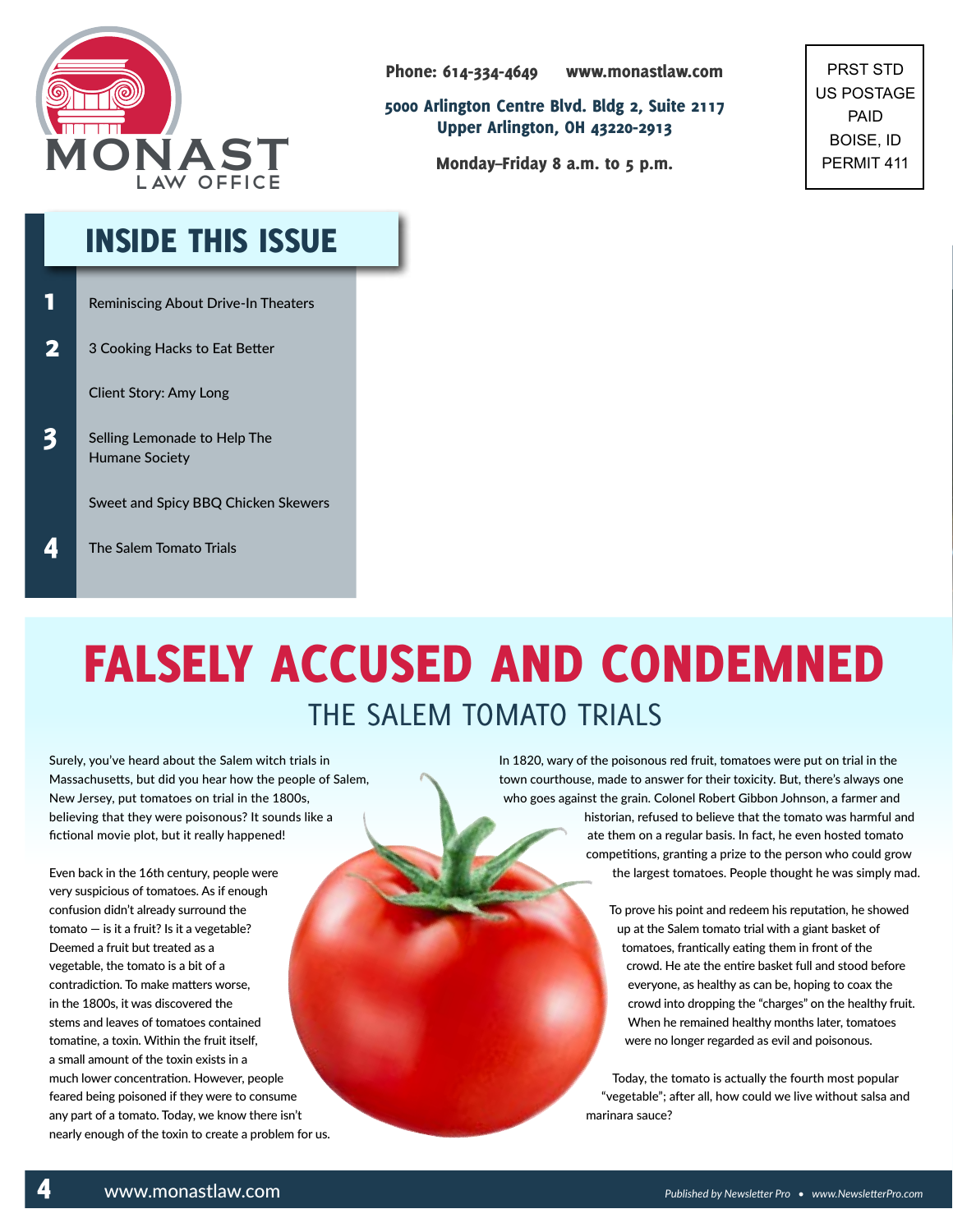MONAST LAW OFFICE

**Phone: 614-334-4649** **www.monastlaw.com**

**5000 Arlington Centre Blvd. Bldg 2, Suite 2117**
**Upper Arlington, OH 43220-2913**

**Monday–Friday 8 a.m. to 5 p.m.**

PRST STD
US POSTAGE
PAID
BOISE, ID
PERMIT 411

## INSIDE THIS ISSUE

| | |
|---|---|
| **1** | Reminiscing About Drive-In Theaters |
| **2** | 3 Cooking Hacks to Eat Better |
| | Client Story: Amy Long |
| **3** | Selling Lemonade to Help The Humane Society |
| | Sweet and Spicy BBQ Chicken Skewers |
| **4** | The Salem Tomato Trials |

# FALSELY ACCUSED AND CONDEMNED

## THE SALEM TOMATO TRIALS

Surely, you've heard about the Salem witch trials in Massachusetts, but did you hear how the people of Salem, New Jersey, put tomatoes on trial in the 1800s, believing that they were poisonous? It sounds like a fictional movie plot, but it really happened!

Even back in the 16th century, people were very suspicious of tomatoes. As if enough confusion didn't already surround the tomato — is it a fruit? Is it a vegetable? Deemed a fruit but treated as a vegetable, the tomato is a bit of a contradiction. To make matters worse, in the 1800s, it was discovered the stems and leaves of tomatoes contained tomatine, a toxin. Within the fruit itself, a small amount of the toxin exists in a much lower concentration. However, people feared being poisoned if they were to consume any part of a tomato. Today, we know there isn't nearly enough of the toxin to create a problem for us.

In 1820, wary of the poisonous red fruit, tomatoes were put on trial in the town courthouse, made to answer for their toxicity. But, there's always one who goes against the grain. Colonel Robert Gibbon Johnson, a farmer and historian, refused to believe that the tomato was harmful and ate them on a regular basis. In fact, he even hosted tomato competitions, granting a prize to the person who could grow the largest tomatoes. People thought he was simply mad.

To prove his point and redeem his reputation, he showed up at the Salem tomato trial with a giant basket of tomatoes, frantically eating them in front of the crowd. He ate the entire basket full and stood before everyone, as healthy as can be, hoping to coax the crowd into dropping the "charges" on the healthy fruit. When he remained healthy months later, tomatoes were no longer regarded as evil and poisonous.

Today, the tomato is actually the fourth most popular "vegetable"; after all, how could we live without salsa and marinara sauce?

www.monastlaw.com

*Published by Newsletter Pro • www.NewsletterPro.com*